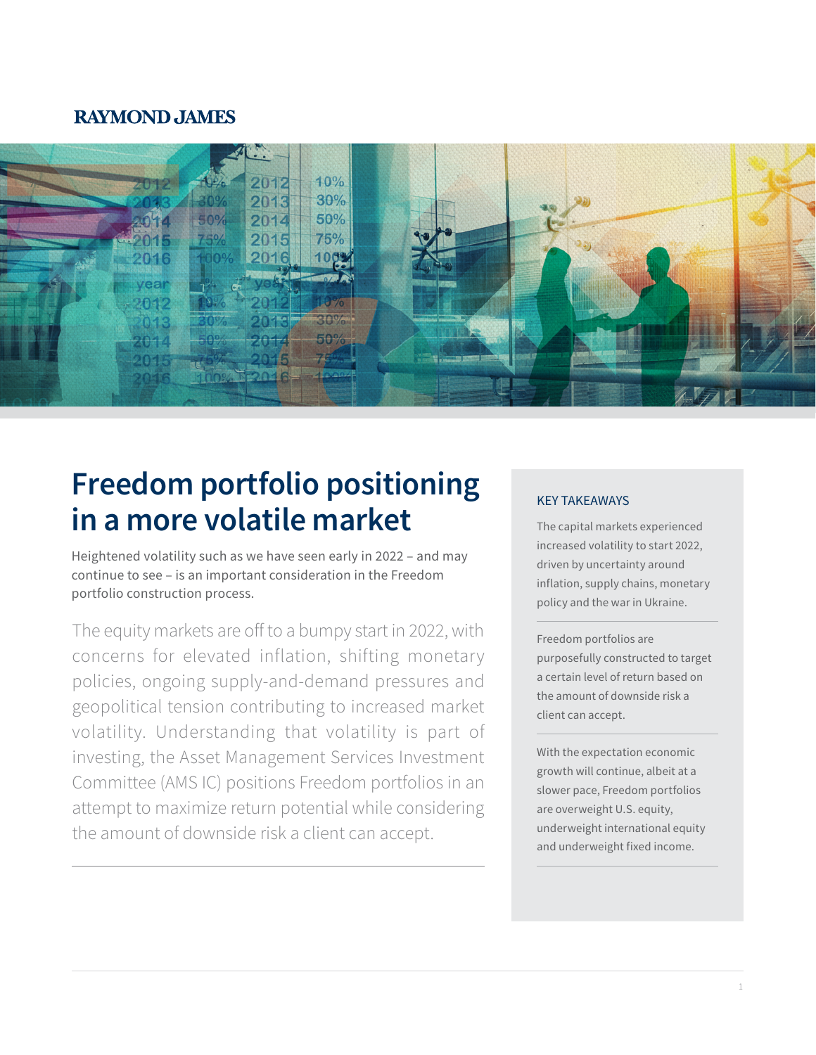RAYMOND JAMES

# Freedom portfolio positioning in a more volatile market

Heightened volatility such as we have seen early in 2022 – and may continue to see – is an important consideration in the Freedom portfolio construction process.

The equity markets are off to a bumpy start in 2022, with concerns for elevated inflation, shifting monetary policies, ongoing supply-and-demand pressures and geopolitical tension contributing to increased market volatility. Understanding that volatility is part of investing, the Asset Management Services Investment Committee (AMS IC) positions Freedom portfolios in an attempt to maximize return potential while considering the amount of downside risk a client can accept.

---

## KEY TAKEAWAYS

The capital markets experienced increased volatility to start 2022, driven by uncertainty around inflation, supply chains, monetary policy and the war in Ukraine.

Freedom portfolios are purposefully constructed to target a certain level of return based on the amount of downside risk a client can accept.

With the expectation economic growth will continue, albeit at a slower pace, Freedom portfolios are overweight U.S. equity, underweight international equity and underweight fixed income.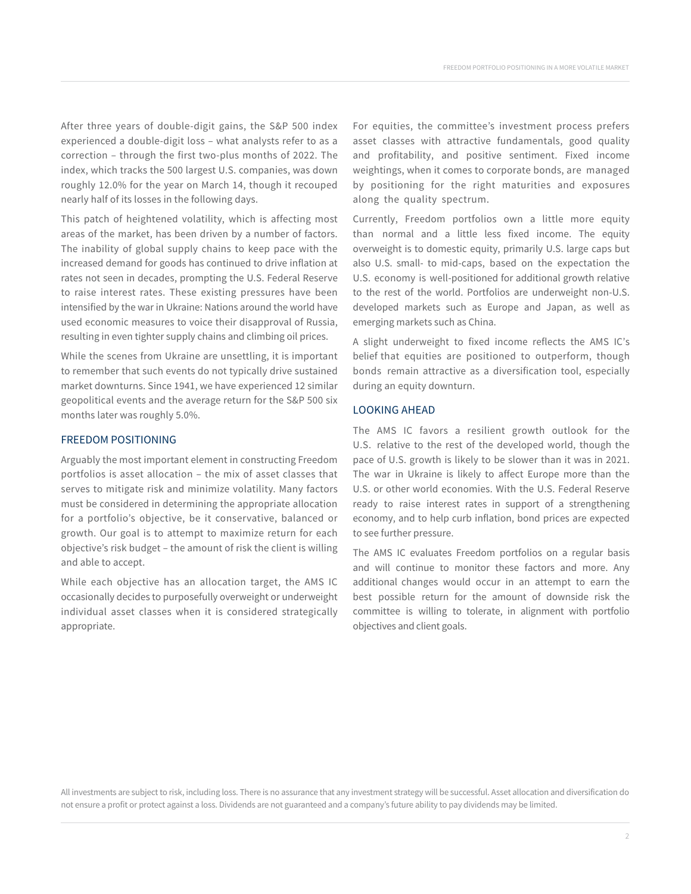After three years of double-digit gains, the S&P 500 index experienced a double-digit loss – what analysts refer to as a correction – through the first two-plus months of 2022. The index, which tracks the 500 largest U.S. companies, was down roughly 12.0% for the year on March 14, though it recouped nearly half of its losses in the following days.

This patch of heightened volatility, which is affecting most areas of the market, has been driven by a number of factors. The inability of global supply chains to keep pace with the increased demand for goods has continued to drive inflation at rates not seen in decades, prompting the U.S. Federal Reserve to raise interest rates. These existing pressures have been intensified by the war in Ukraine: Nations around the world have used economic measures to voice their disapproval of Russia, resulting in even tighter supply chains and climbing oil prices.

While the scenes from Ukraine are unsettling, it is important to remember that such events do not typically drive sustained market downturns. Since 1941, we have experienced 12 similar geopolitical events and the average return for the S&P 500 six months later was roughly 5.0%.

## FREEDOM POSITIONING

Arguably the most important element in constructing Freedom portfolios is asset allocation – the mix of asset classes that serves to mitigate risk and minimize volatility. Many factors must be considered in determining the appropriate allocation for a portfolio's objective, be it conservative, balanced or growth. Our goal is to attempt to maximize return for each objective's risk budget – the amount of risk the client is willing and able to accept.

While each objective has an allocation target, the AMS IC occasionally decides to purposefully overweight or underweight individual asset classes when it is considered strategically appropriate.

For equities, the committee's investment process prefers asset classes with attractive fundamentals, good quality and profitability, and positive sentiment. Fixed income weightings, when it comes to corporate bonds, are managed by positioning for the right maturities and exposures along the quality spectrum.

Currently, Freedom portfolios own a little more equity than normal and a little less fixed income. The equity overweight is to domestic equity, primarily U.S. large caps but also U.S. small- to mid-caps, based on the expectation the U.S. economy is well-positioned for additional growth relative to the rest of the world. Portfolios are underweight non-U.S. developed markets such as Europe and Japan, as well as emerging markets such as China.

A slight underweight to fixed income reflects the AMS IC's belief that equities are positioned to outperform, though bonds remain attractive as a diversification tool, especially during an equity downturn.

## LOOKING AHEAD

The AMS IC favors a resilient growth outlook for the U.S. relative to the rest of the developed world, though the pace of U.S. growth is likely to be slower than it was in 2021. The war in Ukraine is likely to affect Europe more than the U.S. or other world economies. With the U.S. Federal Reserve ready to raise interest rates in support of a strengthening economy, and to help curb inflation, bond prices are expected to see further pressure.

The AMS IC evaluates Freedom portfolios on a regular basis and will continue to monitor these factors and more. Any additional changes would occur in an attempt to earn the best possible return for the amount of downside risk the committee is willing to tolerate, in alignment with portfolio objectives and client goals.

All investments are subject to risk, including loss. There is no assurance that any investment strategy will be successful. Asset allocation and diversification do not ensure a profit or protect against a loss. Dividends are not guaranteed and a company's future ability to pay dividends may be limited.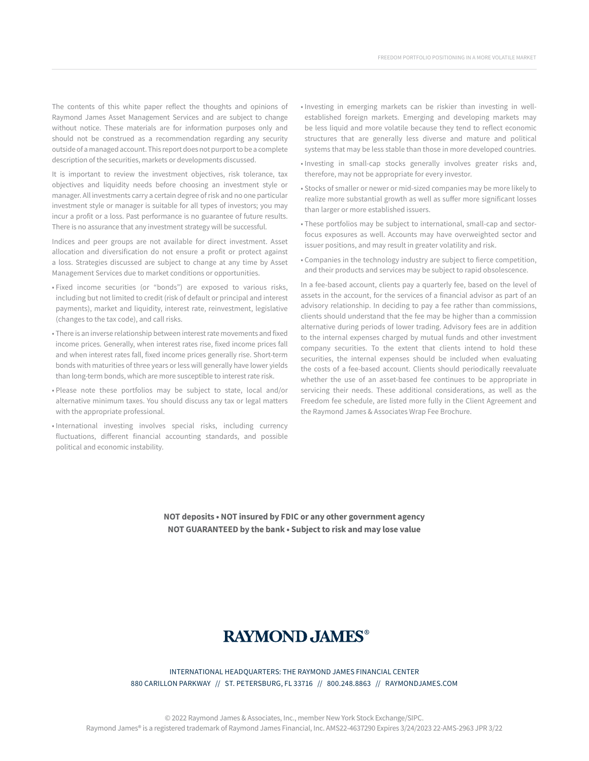The contents of this white paper reflect the thoughts and opinions of Raymond James Asset Management Services and are subject to change without notice. These materials are for information purposes only and should not be construed as a recommendation regarding any security outside of a managed account. This report does not purport to be a complete description of the securities, markets or developments discussed.

It is important to review the investment objectives, risk tolerance, tax objectives and liquidity needs before choosing an investment style or manager. All investments carry a certain degree of risk and no one particular investment style or manager is suitable for all types of investors; you may incur a profit or a loss. Past performance is no guarantee of future results. There is no assurance that any investment strategy will be successful.

Indices and peer groups are not available for direct investment. Asset allocation and diversification do not ensure a profit or protect against a loss. Strategies discussed are subject to change at any time by Asset Management Services due to market conditions or opportunities.

- Fixed income securities (or “bonds”) are exposed to various risks, including but not limited to credit (risk of default or principal and interest payments), market and liquidity, interest rate, reinvestment, legislative (changes to the tax code), and call risks.
- There is an inverse relationship between interest rate movements and fixed income prices. Generally, when interest rates rise, fixed income prices fall and when interest rates fall, fixed income prices generally rise. Short-term bonds with maturities of three years or less will generally have lower yields than long-term bonds, which are more susceptible to interest rate risk.
- Please note these portfolios may be subject to state, local and/or alternative minimum taxes. You should discuss any tax or legal matters with the appropriate professional.
- International investing involves special risks, including currency fluctuations, different financial accounting standards, and possible political and economic instability.
- Investing in emerging markets can be riskier than investing in well-established foreign markets. Emerging and developing markets may be less liquid and more volatile because they tend to reflect economic structures that are generally less diverse and mature and political systems that may be less stable than those in more developed countries.
- Investing in small-cap stocks generally involves greater risks and, therefore, may not be appropriate for every investor.
- Stocks of smaller or newer or mid-sized companies may be more likely to realize more substantial growth as well as suffer more significant losses than larger or more established issuers.
- These portfolios may be subject to international, small-cap and sector-focus exposures as well. Accounts may have overweighted sector and issuer positions, and may result in greater volatility and risk.
- Companies in the technology industry are subject to fierce competition, and their products and services may be subject to rapid obsolescence.

In a fee-based account, clients pay a quarterly fee, based on the level of assets in the account, for the services of a financial advisor as part of an advisory relationship. In deciding to pay a fee rather than commissions, clients should understand that the fee may be higher than a commission alternative during periods of lower trading. Advisory fees are in addition to the internal expenses charged by mutual funds and other investment company securities. To the extent that clients intend to hold these securities, the internal expenses should be included when evaluating the costs of a fee-based account. Clients should periodically reevaluate whether the use of an asset-based fee continues to be appropriate in servicing their needs. These additional considerations, as well as the Freedom fee schedule, are listed more fully in the Client Agreement and the Raymond James & Associates Wrap Fee Brochure.

**NOT deposits • NOT insured by FDIC or any other government agency**
**NOT GUARANTEED by the bank • Subject to risk and may lose value**

**RAYMOND JAMES®**

INTERNATIONAL HEADQUARTERS: THE RAYMOND JAMES FINANCIAL CENTER
880 CARILLON PARKWAY // ST. PETERSBURG, FL 33716 // 800.248.8863 // RAYMONDJAMES.COM

© 2022 Raymond James & Associates, Inc., member New York Stock Exchange/SIPC.
Raymond James® is a registered trademark of Raymond James Financial, Inc. AMS22-4637290 Expires 3/24/2023 22-AMS-2963 JPR 3/22